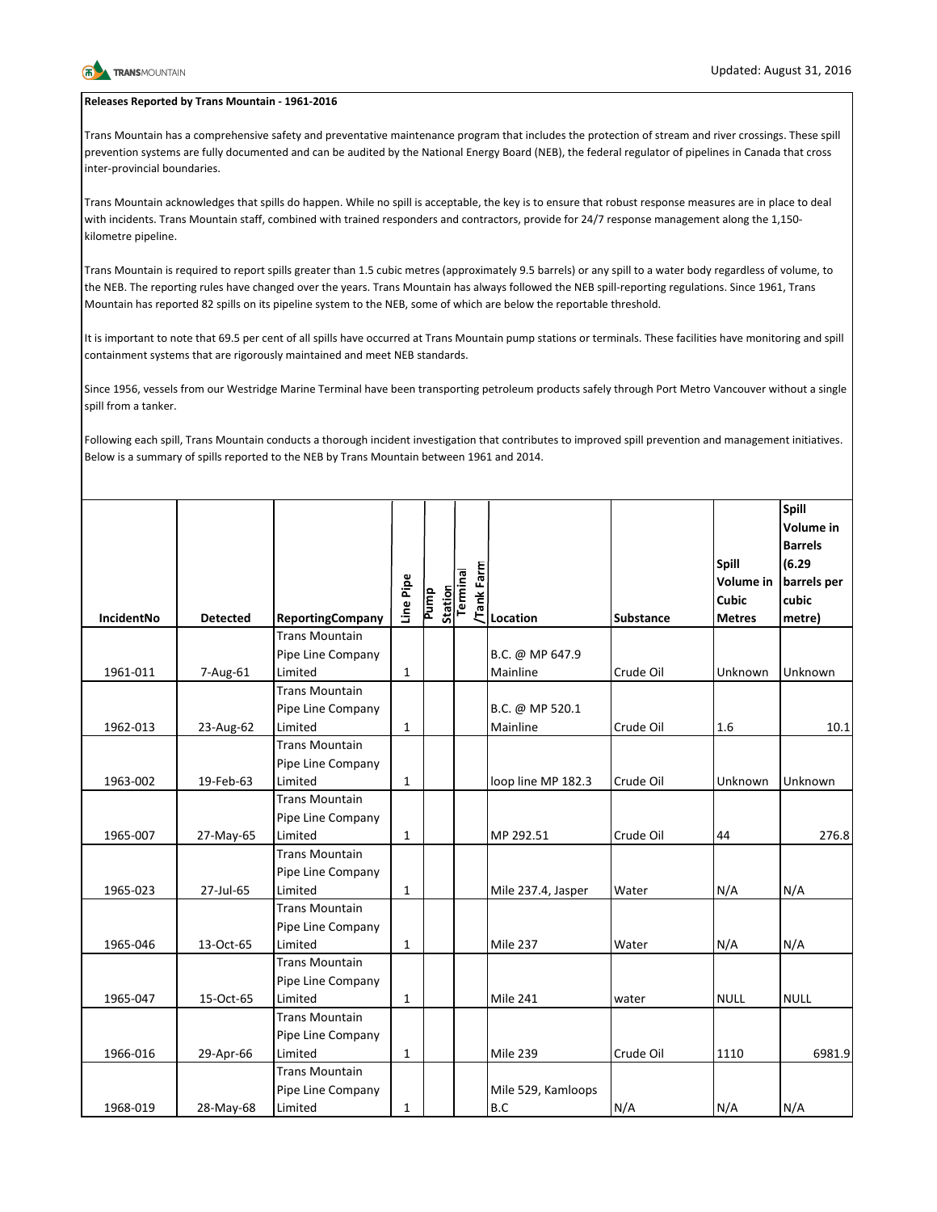Updated: August 31, 2016

**Releases Reported by Trans Mountain - 1961-2016**

Trans Mountain has a comprehensive safety and preventative maintenance program that includes the protection of stream and river crossings. These spill prevention systems are fully documented and can be audited by the National Energy Board (NEB), the federal regulator of pipelines in Canada that cross inter-provincial boundaries.

Trans Mountain acknowledges that spills do happen. While no spill is acceptable, the key is to ensure that robust response measures are in place to deal with incidents. Trans Mountain staff, combined with trained responders and contractors, provide for 24/7 response management along the 1,150-kilometre pipeline.

Trans Mountain is required to report spills greater than 1.5 cubic metres (approximately 9.5 barrels) or any spill to a water body regardless of volume, to the NEB. The reporting rules have changed over the years. Trans Mountain has always followed the NEB spill-reporting regulations. Since 1961, Trans Mountain has reported 82 spills on its pipeline system to the NEB, some of which are below the reportable threshold.

It is important to note that 69.5 per cent of all spills have occurred at Trans Mountain pump stations or terminals. These facilities have monitoring and spill containment systems that are rigorously maintained and meet NEB standards.

Since 1956, vessels from our Westridge Marine Terminal have been transporting petroleum products safely through Port Metro Vancouver without a single spill from a tanker.

Following each spill, Trans Mountain conducts a thorough incident investigation that contributes to improved spill prevention and management initiatives. Below is a summary of spills reported to the NEB by Trans Mountain between 1961 and 2014.

| IncidentNo | Detected | ReportingCompany | Line Pipe | Pump Station | Terminal /Tank Farm | Location | Substance | Spill Volume in Cubic Metres | Spill Volume in Barrels (6.29 barrels per cubic metre) |
|---|---|---|---|---|---|---|---|---|---|
| 1961-011 | 7-Aug-61 | Trans Mountain Pipe Line Company Limited | 1 | | | B.C. @ MP 647.9 Mainline | Crude Oil | Unknown | Unknown |
| 1962-013 | 23-Aug-62 | Trans Mountain Pipe Line Company Limited | 1 | | | B.C. @ MP 520.1 Mainline | Crude Oil | 1.6 | 10.1 |
| 1963-002 | 19-Feb-63 | Trans Mountain Pipe Line Company Limited | 1 | | | loop line MP 182.3 | Crude Oil | Unknown | Unknown |
| 1965-007 | 27-May-65 | Trans Mountain Pipe Line Company Limited | 1 | | | MP 292.51 | Crude Oil | 44 | 276.8 |
| 1965-023 | 27-Jul-65 | Trans Mountain Pipe Line Company Limited | 1 | | | Mile 237.4, Jasper | Water | N/A | N/A |
| 1965-046 | 13-Oct-65 | Trans Mountain Pipe Line Company Limited | 1 | | | Mile 237 | Water | N/A | N/A |
| 1965-047 | 15-Oct-65 | Trans Mountain Pipe Line Company Limited | 1 | | | Mile 241 | water | NULL | NULL |
| 1966-016 | 29-Apr-66 | Trans Mountain Pipe Line Company Limited | 1 | | | Mile 239 | Crude Oil | 1110 | 6981.9 |
| 1968-019 | 28-May-68 | Trans Mountain Pipe Line Company Limited | 1 | | | Mile 529, Kamloops B.C | N/A | N/A | N/A |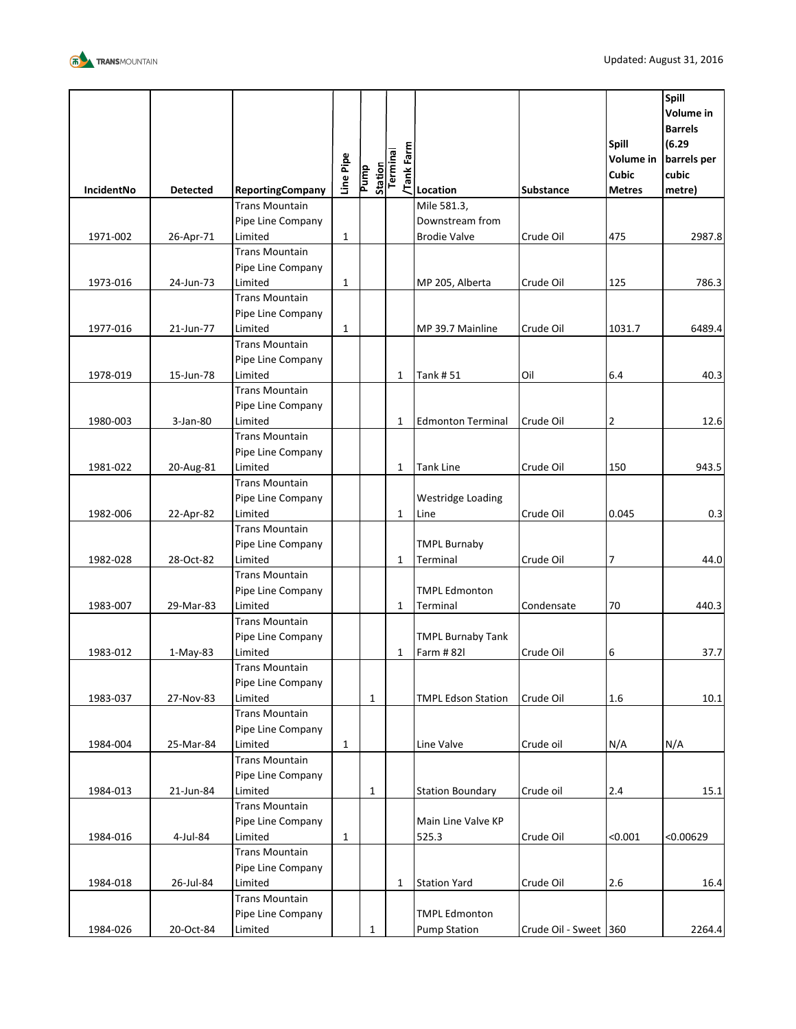| IncidentNo | Detected | ReportingCompany | Line Pipe | Pump Station | Terminal /Tank Farm | Location | Substance | Spill Volume in Cubic Metres | Spill Volume in Barrels (6.29 barrels per cubic metre) |
|---|---|---|---|---|---|---|---|---|---|
| 1971-002 | 26-Apr-71 | Trans Mountain Pipe Line Company Limited | 1 | | | Mile 581.3, Downstream from Brodie Valve | Crude Oil | 475 | 2987.8 |
| 1973-016 | 24-Jun-73 | Trans Mountain Pipe Line Company Limited | 1 | | | MP 205, Alberta | Crude Oil | 125 | 786.3 |
| 1977-016 | 21-Jun-77 | Trans Mountain Pipe Line Company Limited | 1 | | | MP 39.7 Mainline | Crude Oil | 1031.7 | 6489.4 |
| 1978-019 | 15-Jun-78 | Trans Mountain Pipe Line Company Limited | | | 1 | Tank # 51 | Oil | 6.4 | 40.3 |
| 1980-003 | 3-Jan-80 | Trans Mountain Pipe Line Company Limited | | | 1 | Edmonton Terminal | Crude Oil | 2 | 12.6 |
| 1981-022 | 20-Aug-81 | Trans Mountain Pipe Line Company Limited | | | 1 | Tank Line | Crude Oil | 150 | 943.5 |
| 1982-006 | 22-Apr-82 | Trans Mountain Pipe Line Company Limited | | | 1 | Westridge Loading Line | Crude Oil | 0.045 | 0.3 |
| 1982-028 | 28-Oct-82 | Trans Mountain Pipe Line Company Limited | | | 1 | TMPL Burnaby Terminal | Crude Oil | 7 | 44.0 |
| 1983-007 | 29-Mar-83 | Trans Mountain Pipe Line Company Limited | | | 1 | TMPL Edmonton Terminal | Condensate | 70 | 440.3 |
| 1983-012 | 1-May-83 | Trans Mountain Pipe Line Company Limited | | | 1 | TMPL Burnaby Tank Farm # 82l | Crude Oil | 6 | 37.7 |
| 1983-037 | 27-Nov-83 | Trans Mountain Pipe Line Company Limited | | 1 | | TMPL Edson Station | Crude Oil | 1.6 | 10.1 |
| 1984-004 | 25-Mar-84 | Trans Mountain Pipe Line Company Limited | 1 | | | Line Valve | Crude oil | N/A | N/A |
| 1984-013 | 21-Jun-84 | Trans Mountain Pipe Line Company Limited | | 1 | | Station Boundary | Crude oil | 2.4 | 15.1 |
| 1984-016 | 4-Jul-84 | Trans Mountain Pipe Line Company Limited | 1 | | | Main Line Valve KP 525.3 | Crude Oil | <0.001 | <0.00629 |
| 1984-018 | 26-Jul-84 | Trans Mountain Pipe Line Company Limited | | | 1 | Station Yard | Crude Oil | 2.6 | 16.4 |
| 1984-026 | 20-Oct-84 | Trans Mountain Pipe Line Company Limited | | 1 | | TMPL Edmonton Pump Station | Crude Oil - Sweet | 360 | 2264.4 |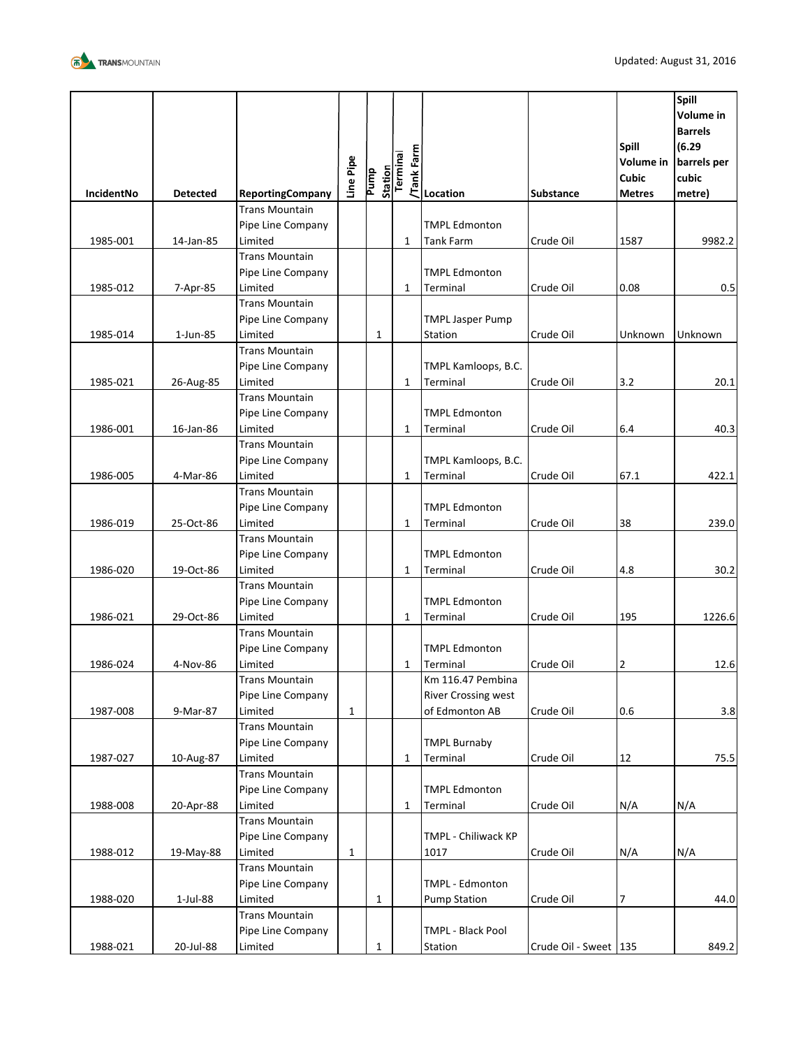| IncidentNo | Detected | ReportingCompany | Line Pipe | Pump Station | Terminal /Tank Farm | Location | Substance | Spill Volume in Cubic Metres | Spill Volume in Barrels (6.29 barrels per cubic metre) |
|---|---|---|---|---|---|---|---|---|---|
| 1985-001 | 14-Jan-85 | Trans Mountain Pipe Line Company Limited | | | 1 | TMPL Edmonton Tank Farm | Crude Oil | 1587 | 9982.2 |
| 1985-012 | 7-Apr-85 | Trans Mountain Pipe Line Company Limited | | | 1 | TMPL Edmonton Terminal | Crude Oil | 0.08 | 0.5 |
| 1985-014 | 1-Jun-85 | Trans Mountain Pipe Line Company Limited | | 1 | | TMPL Jasper Pump Station | Crude Oil | Unknown | Unknown |
| 1985-021 | 26-Aug-85 | Trans Mountain Pipe Line Company Limited | | | 1 | TMPL Kamloops, B.C. Terminal | Crude Oil | 3.2 | 20.1 |
| 1986-001 | 16-Jan-86 | Trans Mountain Pipe Line Company Limited | | | 1 | TMPL Edmonton Terminal | Crude Oil | 6.4 | 40.3 |
| 1986-005 | 4-Mar-86 | Trans Mountain Pipe Line Company Limited | | | 1 | TMPL Kamloops, B.C. Terminal | Crude Oil | 67.1 | 422.1 |
| 1986-019 | 25-Oct-86 | Trans Mountain Pipe Line Company Limited | | | 1 | TMPL Edmonton Terminal | Crude Oil | 38 | 239.0 |
| 1986-020 | 19-Oct-86 | Trans Mountain Pipe Line Company Limited | | | 1 | TMPL Edmonton Terminal | Crude Oil | 4.8 | 30.2 |
| 1986-021 | 29-Oct-86 | Trans Mountain Pipe Line Company Limited | | | 1 | TMPL Edmonton Terminal | Crude Oil | 195 | 1226.6 |
| 1986-024 | 4-Nov-86 | Trans Mountain Pipe Line Company Limited | | | 1 | TMPL Edmonton Terminal | Crude Oil | 2 | 12.6 |
| 1987-008 | 9-Mar-87 | Trans Mountain Pipe Line Company Limited | 1 | | | Km 116.47 Pembina River Crossing west of Edmonton AB | Crude Oil | 0.6 | 3.8 |
| 1987-027 | 10-Aug-87 | Trans Mountain Pipe Line Company Limited | | | 1 | TMPL Burnaby Terminal | Crude Oil | 12 | 75.5 |
| 1988-008 | 20-Apr-88 | Trans Mountain Pipe Line Company Limited | | | 1 | TMPL Edmonton Terminal | Crude Oil | N/A | N/A |
| 1988-012 | 19-May-88 | Trans Mountain Pipe Line Company Limited | 1 | | | TMPL - Chiliwack KP 1017 | Crude Oil | N/A | N/A |
| 1988-020 | 1-Jul-88 | Trans Mountain Pipe Line Company Limited | | 1 | | TMPL - Edmonton Pump Station | Crude Oil | 7 | 44.0 |
| 1988-021 | 20-Jul-88 | Trans Mountain Pipe Line Company Limited | | 1 | | TMPL - Black Pool Station | Crude Oil - Sweet | 135 | 849.2 |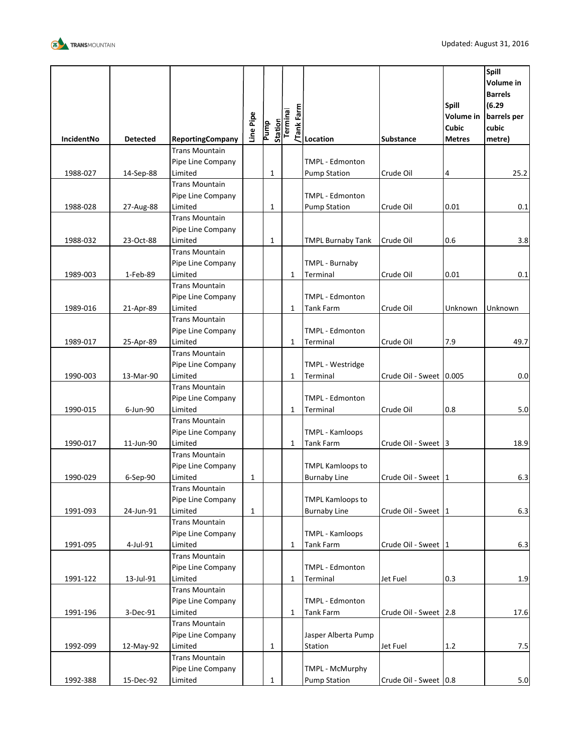Updated: August 31, 2016

| IncidentNo | Detected | ReportingCompany | Line Pipe | Pump Station | Terminal /Tank Farm | Location | Substance | Spill Volume in Cubic Metres | Spill Volume in Barrels (6.29 barrels per cubic metre) |
|---|---|---|---|---|---|---|---|---|---|
| 1988-027 | 14-Sep-88 | Trans Mountain Pipe Line Company Limited | | 1 | | TMPL - Edmonton Pump Station | Crude Oil | 4 | 25.2 |
| 1988-028 | 27-Aug-88 | Trans Mountain Pipe Line Company Limited | | 1 | | TMPL - Edmonton Pump Station | Crude Oil | 0.01 | 0.1 |
| 1988-032 | 23-Oct-88 | Trans Mountain Pipe Line Company Limited | | 1 | | TMPL Burnaby Tank | Crude Oil | 0.6 | 3.8 |
| 1989-003 | 1-Feb-89 | Trans Mountain Pipe Line Company Limited | | | 1 | TMPL - Burnaby Terminal | Crude Oil | 0.01 | 0.1 |
| 1989-016 | 21-Apr-89 | Trans Mountain Pipe Line Company Limited | | | 1 | TMPL - Edmonton Tank Farm | Crude Oil | Unknown | Unknown |
| 1989-017 | 25-Apr-89 | Trans Mountain Pipe Line Company Limited | | | 1 | TMPL - Edmonton Terminal | Crude Oil | 7.9 | 49.7 |
| 1990-003 | 13-Mar-90 | Trans Mountain Pipe Line Company Limited | | | 1 | TMPL - Westridge Terminal | Crude Oil - Sweet | 0.005 | 0.0 |
| 1990-015 | 6-Jun-90 | Trans Mountain Pipe Line Company Limited | | | 1 | TMPL - Edmonton Terminal | Crude Oil | 0.8 | 5.0 |
| 1990-017 | 11-Jun-90 | Trans Mountain Pipe Line Company Limited | | | 1 | TMPL - Kamloops Tank Farm | Crude Oil - Sweet | 3 | 18.9 |
| 1990-029 | 6-Sep-90 | Trans Mountain Pipe Line Company Limited | 1 | | | TMPL Kamloops to Burnaby Line | Crude Oil - Sweet | 1 | 6.3 |
| 1991-093 | 24-Jun-91 | Trans Mountain Pipe Line Company Limited | 1 | | | TMPL Kamloops to Burnaby Line | Crude Oil - Sweet | 1 | 6.3 |
| 1991-095 | 4-Jul-91 | Trans Mountain Pipe Line Company Limited | | | 1 | TMPL - Kamloops Tank Farm | Crude Oil - Sweet | 1 | 6.3 |
| 1991-122 | 13-Jul-91 | Trans Mountain Pipe Line Company Limited | | | 1 | TMPL - Edmonton Terminal | Jet Fuel | 0.3 | 1.9 |
| 1991-196 | 3-Dec-91 | Trans Mountain Pipe Line Company Limited | | | 1 | TMPL - Edmonton Tank Farm | Crude Oil - Sweet | 2.8 | 17.6 |
| 1992-099 | 12-May-92 | Trans Mountain Pipe Line Company Limited | | 1 | | Jasper Alberta Pump Station | Jet Fuel | 1.2 | 7.5 |
| 1992-388 | 15-Dec-92 | Trans Mountain Pipe Line Company Limited | | 1 | | TMPL - McMurphy Pump Station | Crude Oil - Sweet | 0.8 | 5.0 |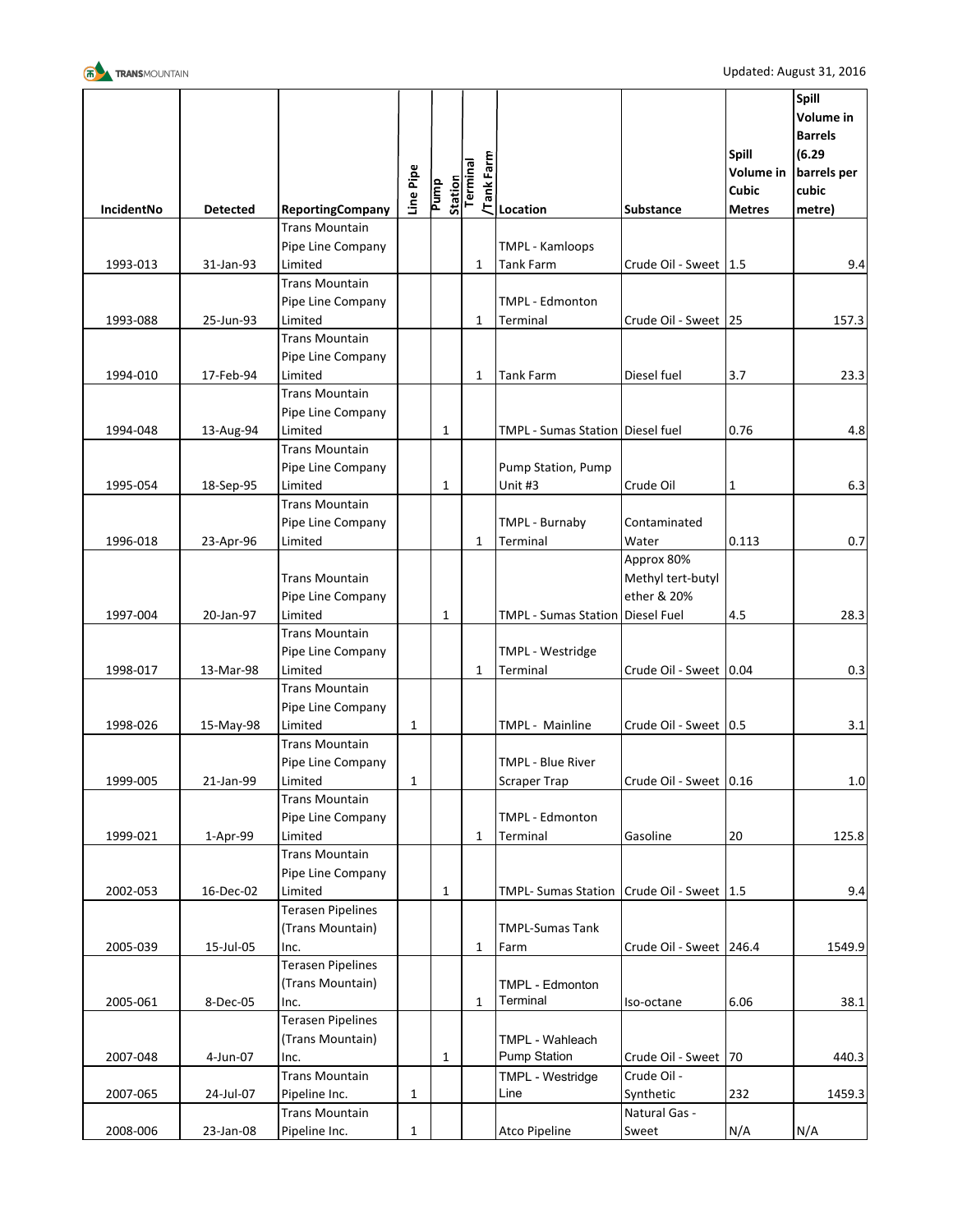Updated: August 31, 2016

| IncidentNo | Detected | ReportingCompany | Line Pipe | Pump Station | Terminal /Tank Farm | Location | Substance | Spill Volume in Cubic Metres | Spill Volume in Barrels (6.29 barrels per cubic metre) |
|---|---|---|---|---|---|---|---|---|---|
| 1993-013 | 31-Jan-93 | Trans Mountain Pipe Line Company Limited | | | 1 | TMPL - Kamloops Tank Farm | Crude Oil - Sweet | 1.5 | 9.4 |
| 1993-088 | 25-Jun-93 | Trans Mountain Pipe Line Company Limited | | | 1 | TMPL - Edmonton Terminal | Crude Oil - Sweet | 25 | 157.3 |
| 1994-010 | 17-Feb-94 | Trans Mountain Pipe Line Company Limited | | | 1 | Tank Farm | Diesel fuel | 3.7 | 23.3 |
| 1994-048 | 13-Aug-94 | Trans Mountain Pipe Line Company Limited | | 1 | | TMPL - Sumas Station | Diesel fuel | 0.76 | 4.8 |
| 1995-054 | 18-Sep-95 | Trans Mountain Pipe Line Company Limited | | 1 | | Pump Station, Pump Unit #3 | Crude Oil | 1 | 6.3 |
| 1996-018 | 23-Apr-96 | Trans Mountain Pipe Line Company Limited | | | 1 | TMPL - Burnaby Terminal | Contaminated Water | 0.113 | 0.7 |
| 1997-004 | 20-Jan-97 | Trans Mountain Pipe Line Company Limited | | 1 | | TMPL - Sumas Station | Approx 80% Methyl tert-butyl ether & 20% Diesel Fuel | 4.5 | 28.3 |
| 1998-017 | 13-Mar-98 | Trans Mountain Pipe Line Company Limited | | | 1 | TMPL - Westridge Terminal | Crude Oil - Sweet | 0.04 | 0.3 |
| 1998-026 | 15-May-98 | Trans Mountain Pipe Line Company Limited | 1 | | | TMPL - Mainline | Crude Oil - Sweet | 0.5 | 3.1 |
| 1999-005 | 21-Jan-99 | Trans Mountain Pipe Line Company Limited | 1 | | | TMPL - Blue River Scraper Trap | Crude Oil - Sweet | 0.16 | 1.0 |
| 1999-021 | 1-Apr-99 | Trans Mountain Pipe Line Company Limited | | | 1 | TMPL - Edmonton Terminal | Gasoline | 20 | 125.8 |
| 2002-053 | 16-Dec-02 | Trans Mountain Pipe Line Company Limited | | 1 | | TMPL- Sumas Station | Crude Oil - Sweet | 1.5 | 9.4 |
| 2005-039 | 15-Jul-05 | Terasen Pipelines (Trans Mountain) Inc. | | | 1 | TMPL-Sumas Tank Farm | Crude Oil - Sweet | 246.4 | 1549.9 |
| 2005-061 | 8-Dec-05 | Terasen Pipelines (Trans Mountain) Inc. | | | 1 | TMPL - Edmonton Terminal | Iso-octane | 6.06 | 38.1 |
| 2007-048 | 4-Jun-07 | Terasen Pipelines (Trans Mountain) Inc. | | 1 | | TMPL - Wahleach Pump Station | Crude Oil - Sweet | 70 | 440.3 |
| 2007-065 | 24-Jul-07 | Trans Mountain Pipeline Inc. | 1 | | | TMPL - Westridge Line | Crude Oil - Synthetic | 232 | 1459.3 |
| 2008-006 | 23-Jan-08 | Trans Mountain Pipeline Inc. | 1 | | | Atco Pipeline | Natural Gas - Sweet | N/A | N/A |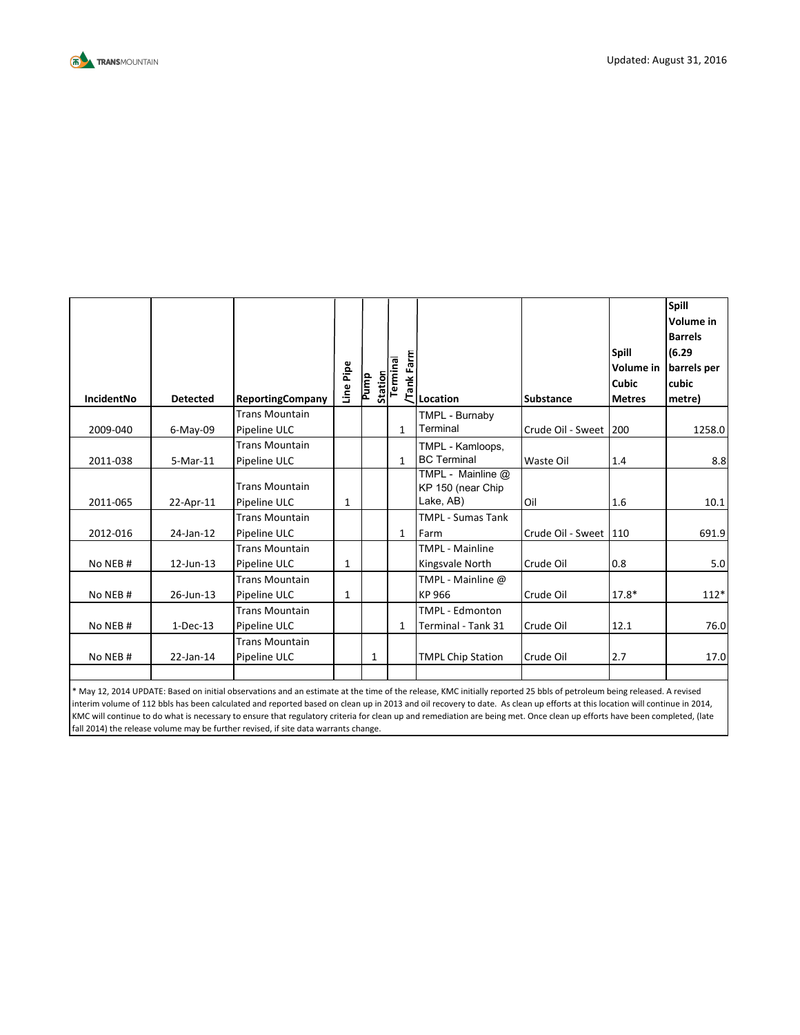| IncidentNo | Detected | ReportingCompany | Line Pipe | Pump Station | Terminal /Tank Farm | Location | Substance | Spill Volume in Cubic Metres | Spill Volume in Barrels (6.29 barrels per cubic metre) |
|---|---|---|---|---|---|---|---|---|---|
| 2009-040 | 6-May-09 | Trans Mountain Pipeline ULC | | | 1 | TMPL - Burnaby Terminal | Crude Oil - Sweet | 200 | 1258.0 |
| 2011-038 | 5-Mar-11 | Trans Mountain Pipeline ULC | | | 1 | TMPL - Kamloops, BC Terminal | Waste Oil | 1.4 | 8.8 |
| 2011-065 | 22-Apr-11 | Trans Mountain Pipeline ULC | 1 | | | TMPL - Mainline @ KP 150 (near Chip Lake, AB) | Oil | 1.6 | 10.1 |
| 2012-016 | 24-Jan-12 | Trans Mountain Pipeline ULC | | | 1 | TMPL - Sumas Tank Farm | Crude Oil - Sweet | 110 | 691.9 |
| No NEB # | 12-Jun-13 | Trans Mountain Pipeline ULC | 1 | | | TMPL - Mainline Kingsvale North | Crude Oil | 0.8 | 5.0 |
| No NEB # | 26-Jun-13 | Trans Mountain Pipeline ULC | 1 | | | TMPL - Mainline @ KP 966 | Crude Oil | 17.8* | 112* |
| No NEB # | 1-Dec-13 | Trans Mountain Pipeline ULC | | | 1 | TMPL - Edmonton Terminal - Tank 31 | Crude Oil | 12.1 | 76.0 |
| No NEB # | 22-Jan-14 | Trans Mountain Pipeline ULC | | 1 | | TMPL Chip Station | Crude Oil | 2.7 | 17.0 |

* May 12, 2014 UPDATE: Based on initial observations and an estimate at the time of the release, KMC initially reported 25 bbls of petroleum being released. A revised interim volume of 112 bbls has been calculated and reported based on clean up in 2013 and oil recovery to date. As clean up efforts at this location will continue in 2014, KMC will continue to do what is necessary to ensure that regulatory criteria for clean up and remediation are being met. Once clean up efforts have been completed, (late fall 2014) the release volume may be further revised, if site data warrants change.